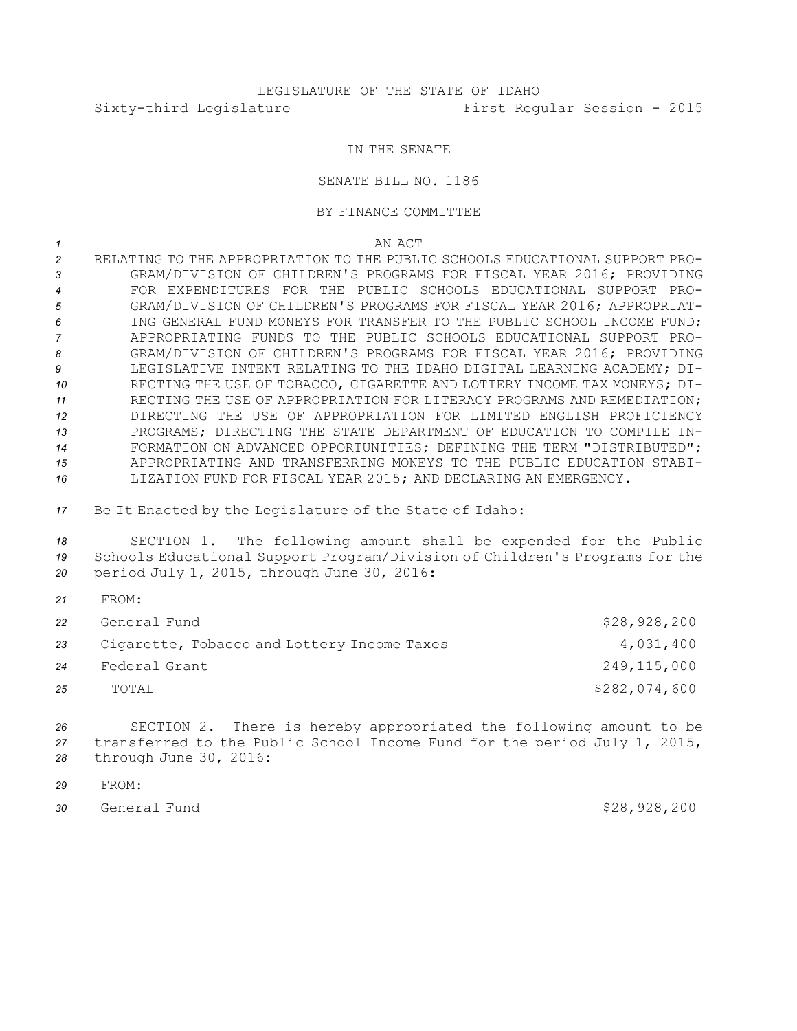LEGISLATURE OF THE STATE OF IDAHO

Sixty-third Legislature First Regular Session - 2015

IN THE SENATE

SENATE BILL NO. 1186

BY FINANCE COMMITTEE

AN ACT

RELATING TO THE APPROPRIATION TO THE PUBLIC SCHOOLS EDUCATIONAL SUPPORT PROGRAM/DIVISION OF CHILDREN'S PROGRAMS FOR FISCAL YEAR 2016; PROVIDING FOR EXPENDITURES FOR THE PUBLIC SCHOOLS EDUCATIONAL SUPPORT PROGRAM/DIVISION OF CHILDREN'S PROGRAMS FOR FISCAL YEAR 2016; APPROPRIATING GENERAL FUND MONEYS FOR TRANSFER TO THE PUBLIC SCHOOL INCOME FUND; APPROPRIATING FUNDS TO THE PUBLIC SCHOOLS EDUCATIONAL SUPPORT PROGRAM/DIVISION OF CHILDREN'S PROGRAMS FOR FISCAL YEAR 2016; PROVIDING LEGISLATIVE INTENT RELATING TO THE IDAHO DIGITAL LEARNING ACADEMY; DIRECTING THE USE OF TOBACCO, CIGARETTE AND LOTTERY INCOME TAX MONEYS; DIRECTING THE USE OF APPROPRIATION FOR LITERACY PROGRAMS AND REMEDIATION; DIRECTING THE USE OF APPROPRIATION FOR LIMITED ENGLISH PROFICIENCY PROGRAMS; DIRECTING THE STATE DEPARTMENT OF EDUCATION TO COMPILE INFORMATION ON ADVANCED OPPORTUNITIES; DEFINING THE TERM "DISTRIBUTED"; APPROPRIATING AND TRANSFERRING MONEYS TO THE PUBLIC EDUCATION STABILIZATION FUND FOR FISCAL YEAR 2015; AND DECLARING AN EMERGENCY.

Be It Enacted by the Legislature of the State of Idaho:

SECTION 1. The following amount shall be expended for the Public Schools Educational Support Program/Division of Children's Programs for the period July 1, 2015, through June 30, 2016:

FROM:

| | |
|---|---:|
| General Fund | $28,928,200 |
| Cigarette, Tobacco and Lottery Income Taxes | 4,031,400 |
| Federal Grant | 249,115,000 |
| TOTAL | $282,074,600 |

SECTION 2. There is hereby appropriated the following amount to be transferred to the Public School Income Fund for the period July 1, 2015, through June 30, 2016:

FROM:

| | |
|---|---:|
| General Fund | $28,928,200 |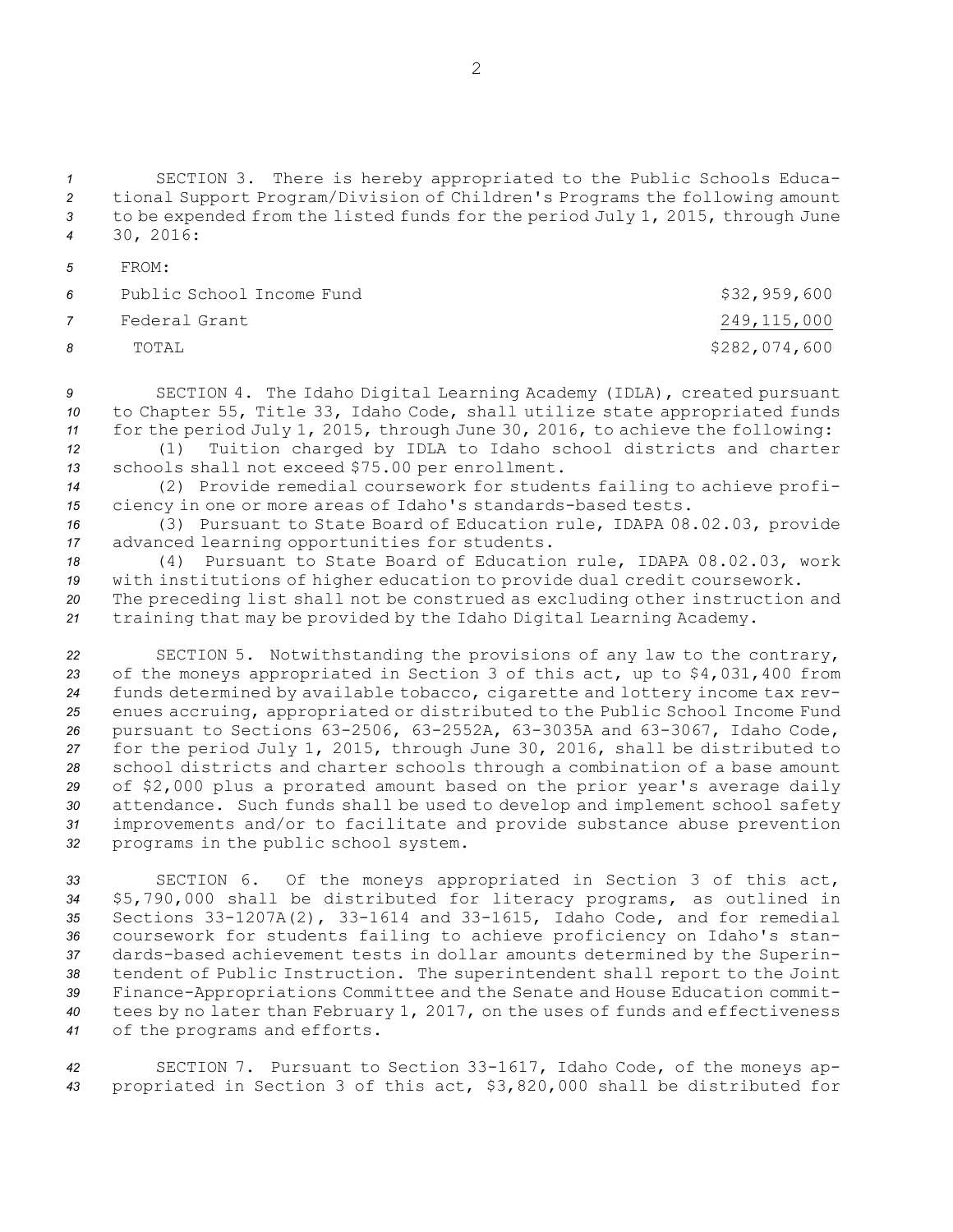SECTION 3. There is hereby appropriated to the Public Schools Educational Support Program/Division of Children's Programs the following amount to be expended from the listed funds for the period July 1, 2015, through June 30, 2016:

FROM:

| | |
|---|---|
| Public School Income Fund | $32,959,600 |
| Federal Grant | 249,115,000 |
| TOTAL | $282,074,600 |

SECTION 4. The Idaho Digital Learning Academy (IDLA), created pursuant to Chapter 55, Title 33, Idaho Code, shall utilize state appropriated funds for the period July 1, 2015, through June 30, 2016, to achieve the following:

(1) Tuition charged by IDLA to Idaho school districts and charter schools shall not exceed $75.00 per enrollment.

(2) Provide remedial coursework for students failing to achieve proficiency in one or more areas of Idaho's standards-based tests.

(3) Pursuant to State Board of Education rule, IDAPA 08.02.03, provide advanced learning opportunities for students.

(4) Pursuant to State Board of Education rule, IDAPA 08.02.03, work with institutions of higher education to provide dual credit coursework.

The preceding list shall not be construed as excluding other instruction and training that may be provided by the Idaho Digital Learning Academy.

SECTION 5. Notwithstanding the provisions of any law to the contrary, of the moneys appropriated in Section 3 of this act, up to $4,031,400 from funds determined by available tobacco, cigarette and lottery income tax revenues accruing, appropriated or distributed to the Public School Income Fund pursuant to Sections 63-2506, 63-2552A, 63-3035A and 63-3067, Idaho Code, for the period July 1, 2015, through June 30, 2016, shall be distributed to school districts and charter schools through a combination of a base amount of $2,000 plus a prorated amount based on the prior year's average daily attendance. Such funds shall be used to develop and implement school safety improvements and/or to facilitate and provide substance abuse prevention programs in the public school system.

SECTION 6. Of the moneys appropriated in Section 3 of this act, $5,790,000 shall be distributed for literacy programs, as outlined in Sections 33-1207A(2), 33-1614 and 33-1615, Idaho Code, and for remedial coursework for students failing to achieve proficiency on Idaho's standards-based achievement tests in dollar amounts determined by the Superintendent of Public Instruction. The superintendent shall report to the Joint Finance-Appropriations Committee and the Senate and House Education committees by no later than February 1, 2017, on the uses of funds and effectiveness of the programs and efforts.

SECTION 7. Pursuant to Section 33-1617, Idaho Code, of the moneys appropriated in Section 3 of this act, $3,820,000 shall be distributed for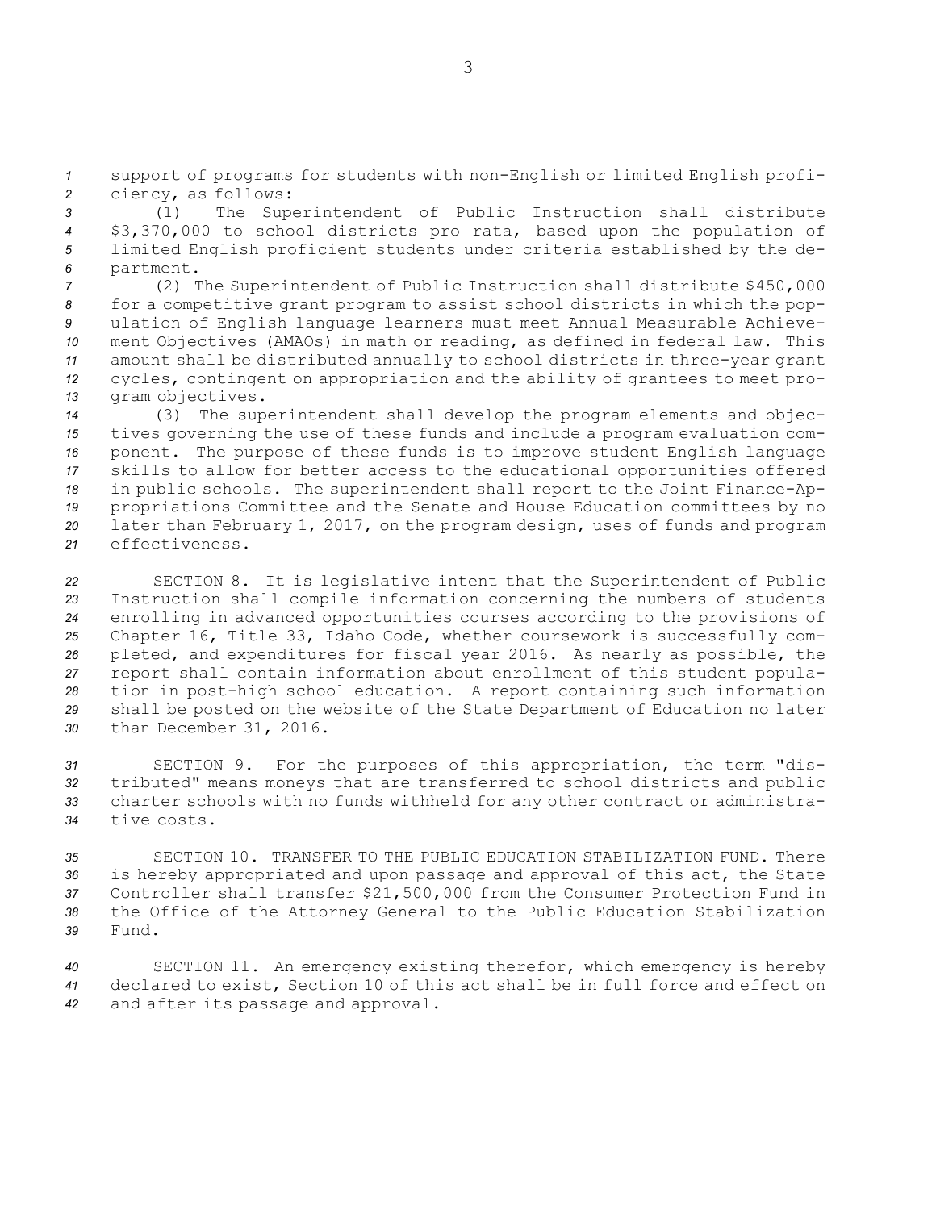support of programs for students with non-English or limited English proficiency, as follows:

(1) The Superintendent of Public Instruction shall distribute $3,370,000 to school districts pro rata, based upon the population of limited English proficient students under criteria established by the department.

(2) The Superintendent of Public Instruction shall distribute $450,000 for a competitive grant program to assist school districts in which the population of English language learners must meet Annual Measurable Achievement Objectives (AMAOs) in math or reading, as defined in federal law. This amount shall be distributed annually to school districts in three-year grant cycles, contingent on appropriation and the ability of grantees to meet program objectives.

(3) The superintendent shall develop the program elements and objectives governing the use of these funds and include a program evaluation component. The purpose of these funds is to improve student English language skills to allow for better access to the educational opportunities offered in public schools. The superintendent shall report to the Joint Finance-Appropriations Committee and the Senate and House Education committees by no later than February 1, 2017, on the program design, uses of funds and program effectiveness.

SECTION 8. It is legislative intent that the Superintendent of Public Instruction shall compile information concerning the numbers of students enrolling in advanced opportunities courses according to the provisions of Chapter 16, Title 33, Idaho Code, whether coursework is successfully completed, and expenditures for fiscal year 2016. As nearly as possible, the report shall contain information about enrollment of this student population in post-high school education. A report containing such information shall be posted on the website of the State Department of Education no later than December 31, 2016.

SECTION 9. For the purposes of this appropriation, the term "distributed" means moneys that are transferred to school districts and public charter schools with no funds withheld for any other contract or administrative costs.

SECTION 10. TRANSFER TO THE PUBLIC EDUCATION STABILIZATION FUND. There is hereby appropriated and upon passage and approval of this act, the State Controller shall transfer $21,500,000 from the Consumer Protection Fund in the Office of the Attorney General to the Public Education Stabilization Fund.

SECTION 11. An emergency existing therefor, which emergency is hereby declared to exist, Section 10 of this act shall be in full force and effect on and after its passage and approval.